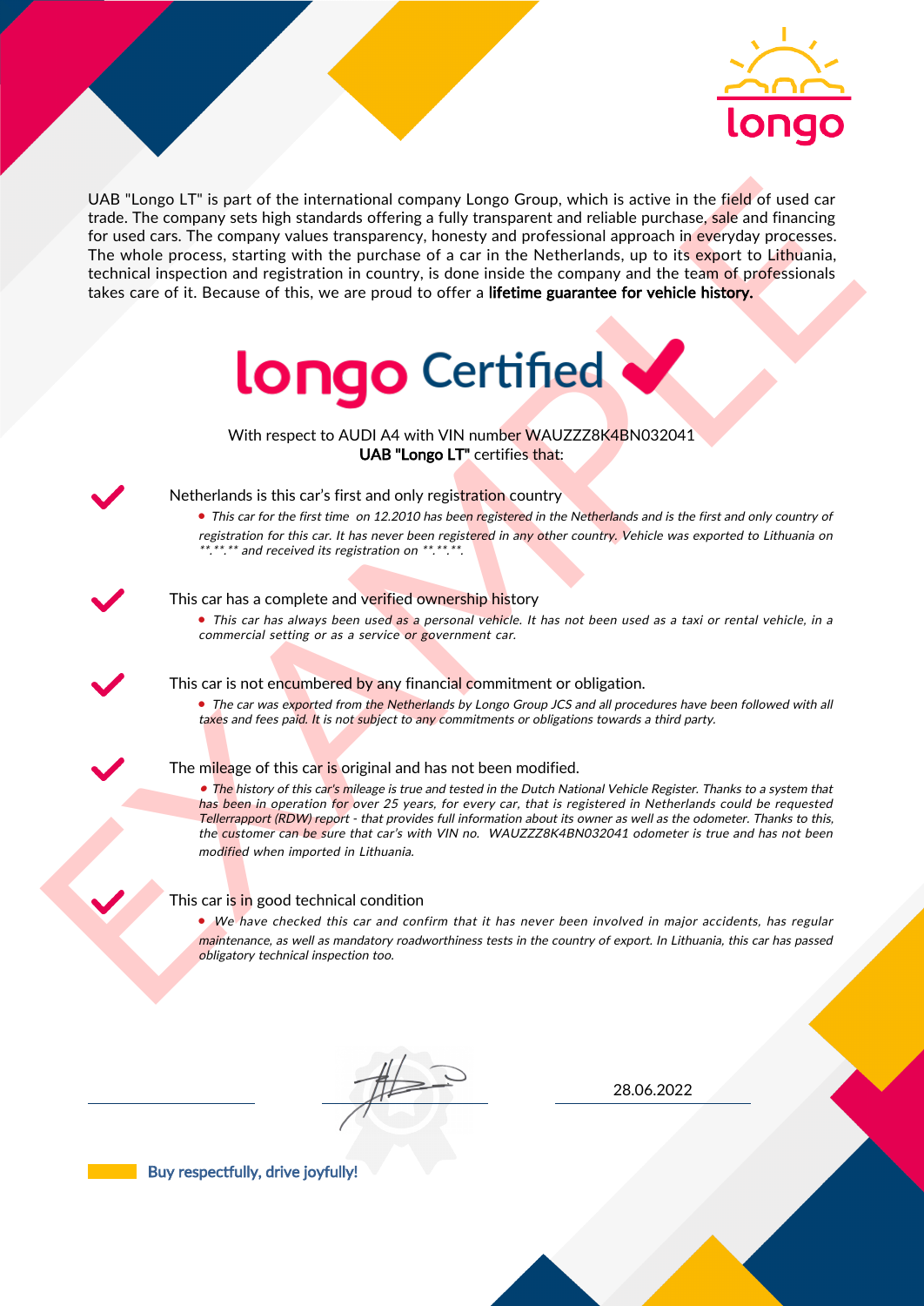UAB "Longo LT" is part of the international company Longo Group, which is active in the field of used car trade. The company sets high standards offering a fully transparent and reliable purchase, sale and financing for used cars. The company values transparency, honesty and professional approach in everyday processes. The whole process, starting with the purchase of a car in the Netherlands, up to its export to Lithuania, technical inspection and registration in country, is done inside the company and the team of professionals takes care of it. Because of this, we are proud to offer a **lifetime guarantee for vehicle history.**

# longo Certified ✔

With respect to AUDI A4 with VIN number WAUZZZ8K4BN032041
**UAB "Longo LT"** certifies that:

✔ Netherlands is this car's first and only registration country

- *This car for the first time on 12.2010 has been registered in the Netherlands and is the first and only country of registration for this car. It has never been registered in any other country. Vehicle was exported to Lithuania on **.**.** and received its registration on **.**.**.*

✔ This car has a complete and verified ownership history

- *This car has always been used as a personal vehicle. It has not been used as a taxi or rental vehicle, in a commercial setting or as a service or government car.*

✔ This car is not encumbered by any financial commitment or obligation.

- *The car was exported from the Netherlands by Longo Group JCS and all procedures have been followed with all taxes and fees paid. It is not subject to any commitments or obligations towards a third party.*

✔ The mileage of this car is original and has not been modified.

- *The history of this car's mileage is true and tested in the Dutch National Vehicle Register. Thanks to a system that has been in operation for over 25 years, for every car, that is registered in Netherlands could be requested Tellerrapport (RDW) report - that provides full information about its owner as well as the odometer. Thanks to this, the customer can be sure that car's with VIN no. WAUZZZ8K4BN032041 odometer is true and has not been modified when imported in Lithuania.*

✔ This car is in good technical condition

- *We have checked this car and confirm that it has never been involved in major accidents, has regular maintenance, as well as mandatory roadworthiness tests in the country of export. In Lithuania, this car has passed obligatory technical inspection too.*

28.06.2022

Buy respectfully, drive joyfully!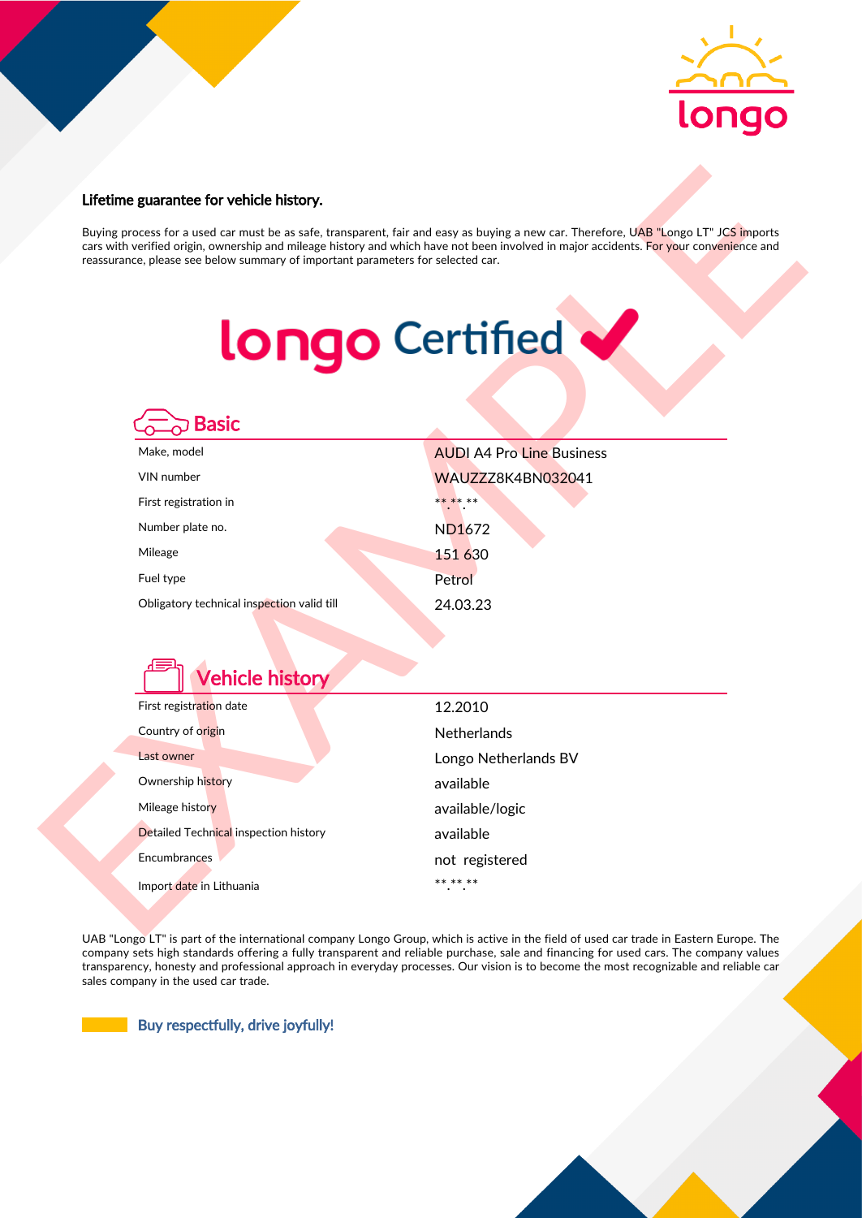longo

**Lifetime guarantee for vehicle history.**

Buying process for a used car must be as safe, transparent, fair and easy as buying a new car. Therefore, UAB "Longo LT" JCS imports cars with verified origin, ownership and mileage history and which have not been involved in major accidents. For your convenience and reassurance, please see below summary of important parameters for selected car.

# longo Certified

## Basic

| | |
|---|---|
| Make, model | AUDI A4 Pro Line Business |
| VIN number | WAUZZZ8K4BN032041 |
| First registration in | **.**.** |
| Number plate no. | ND1672 |
| Mileage | 151 630 |
| Fuel type | Petrol |
| Obligatory technical inspection valid till | 24.03.23 |

## Vehicle history

| | |
|---|---|
| First registration date | 12.2010 |
| Country of origin | Netherlands |
| Last owner | Longo Netherlands BV |
| Ownership history | available |
| Mileage history | available/logic |
| Detailed Technical inspection history | available |
| Encumbrances | not registered |
| Import date in Lithuania | **.**.** |

UAB "Longo LT" is part of the international company Longo Group, which is active in the field of used car trade in Eastern Europe. The company sets high standards offering a fully transparent and reliable purchase, sale and financing for used cars. The company values transparency, honesty and professional approach in everyday processes. Our vision is to become the most recognizable and reliable car sales company in the used car trade.

Buy respectfully, drive joyfully!